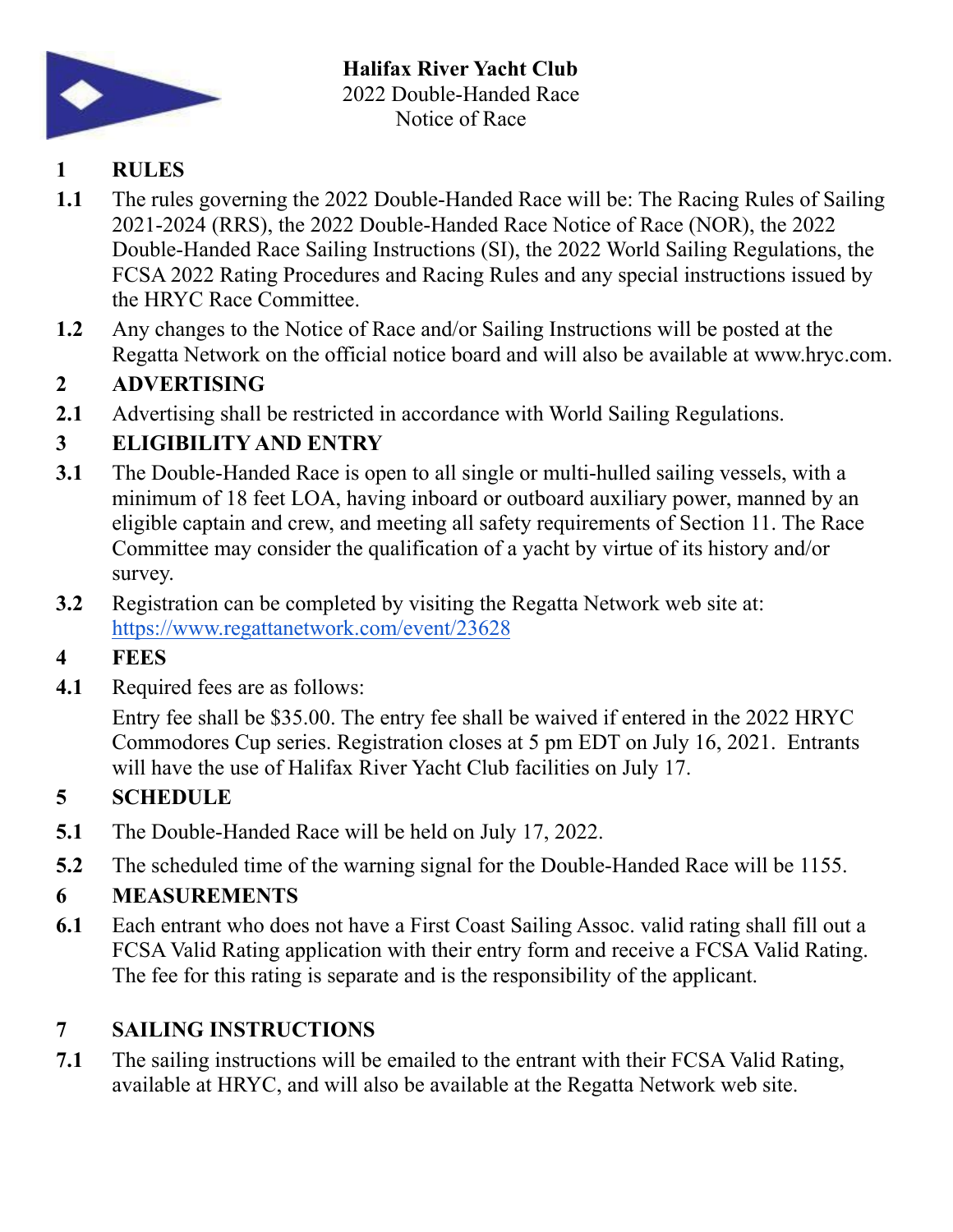**Halifax River Yacht Club**
2022 Double-Handed Race
Notice of Race

## 1 RULES

**1.1** The rules governing the 2022 Double-Handed Race will be: The Racing Rules of Sailing 2021-2024 (RRS), the 2022 Double-Handed Race Notice of Race (NOR), the 2022 Double-Handed Race Sailing Instructions (SI), the 2022 World Sailing Regulations, the FCSA 2022 Rating Procedures and Racing Rules and any special instructions issued by the HRYC Race Committee.

**1.2** Any changes to the Notice of Race and/or Sailing Instructions will be posted at the Regatta Network on the official notice board and will also be available at www.hryc.com.

## 2 ADVERTISING

**2.1** Advertising shall be restricted in accordance with World Sailing Regulations.

## 3 ELIGIBILITY AND ENTRY

**3.1** The Double-Handed Race is open to all single or multi-hulled sailing vessels, with a minimum of 18 feet LOA, having inboard or outboard auxiliary power, manned by an eligible captain and crew, and meeting all safety requirements of Section 11. The Race Committee may consider the qualification of a yacht by virtue of its history and/or survey.

**3.2** Registration can be completed by visiting the Regatta Network web site at: https://www.regattanetwork.com/event/23628

## 4 FEES

**4.1** Required fees are as follows:

Entry fee shall be $35.00. The entry fee shall be waived if entered in the 2022 HRYC Commodores Cup series. Registration closes at 5 pm EDT on July 16, 2021. Entrants will have the use of Halifax River Yacht Club facilities on July 17.

## 5 SCHEDULE

**5.1** The Double-Handed Race will be held on July 17, 2022.

**5.2** The scheduled time of the warning signal for the Double-Handed Race will be 1155.

## 6 MEASUREMENTS

**6.1** Each entrant who does not have a First Coast Sailing Assoc. valid rating shall fill out a FCSA Valid Rating application with their entry form and receive a FCSA Valid Rating. The fee for this rating is separate and is the responsibility of the applicant.

## 7 SAILING INSTRUCTIONS

**7.1** The sailing instructions will be emailed to the entrant with their FCSA Valid Rating, available at HRYC, and will also be available at the Regatta Network web site.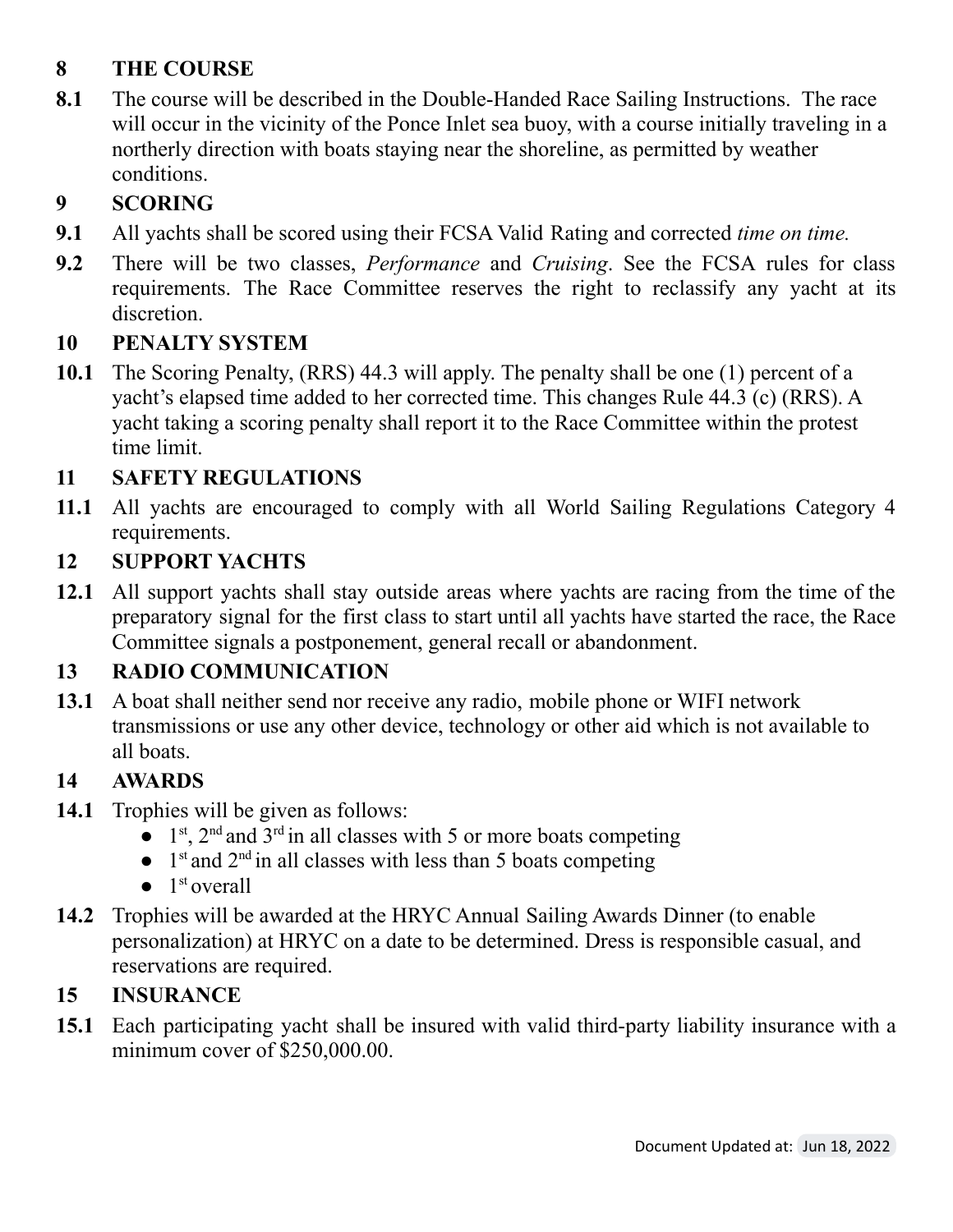## 8 THE COURSE

**8.1** The course will be described in the Double-Handed Race Sailing Instructions. The race will occur in the vicinity of the Ponce Inlet sea buoy, with a course initially traveling in a northerly direction with boats staying near the shoreline, as permitted by weather conditions.

## 9 SCORING

**9.1** All yachts shall be scored using their FCSA Valid Rating and corrected *time on time.*

**9.2** There will be two classes, *Performance* and *Cruising*. See the FCSA rules for class requirements. The Race Committee reserves the right to reclassify any yacht at its discretion.

## 10 PENALTY SYSTEM

**10.1** The Scoring Penalty, (RRS) 44.3 will apply. The penalty shall be one (1) percent of a yacht's elapsed time added to her corrected time. This changes Rule 44.3 (c) (RRS). A yacht taking a scoring penalty shall report it to the Race Committee within the protest time limit.

## 11 SAFETY REGULATIONS

**11.1** All yachts are encouraged to comply with all World Sailing Regulations Category 4 requirements.

## 12 SUPPORT YACHTS

**12.1** All support yachts shall stay outside areas where yachts are racing from the time of the preparatory signal for the first class to start until all yachts have started the race, the Race Committee signals a postponement, general recall or abandonment.

## 13 RADIO COMMUNICATION

**13.1** A boat shall neither send nor receive any radio, mobile phone or WIFI network transmissions or use any other device, technology or other aid which is not available to all boats.

## 14 AWARDS

**14.1** Trophies will be given as follows:

- 1st, 2nd and 3rd in all classes with 5 or more boats competing
- 1st and 2nd in all classes with less than 5 boats competing
- 1st overall

**14.2** Trophies will be awarded at the HRYC Annual Sailing Awards Dinner (to enable personalization) at HRYC on a date to be determined. Dress is responsible casual, and reservations are required.

## 15 INSURANCE

**15.1** Each participating yacht shall be insured with valid third-party liability insurance with a minimum cover of $250,000.00.

Document Updated at: Jun 18, 2022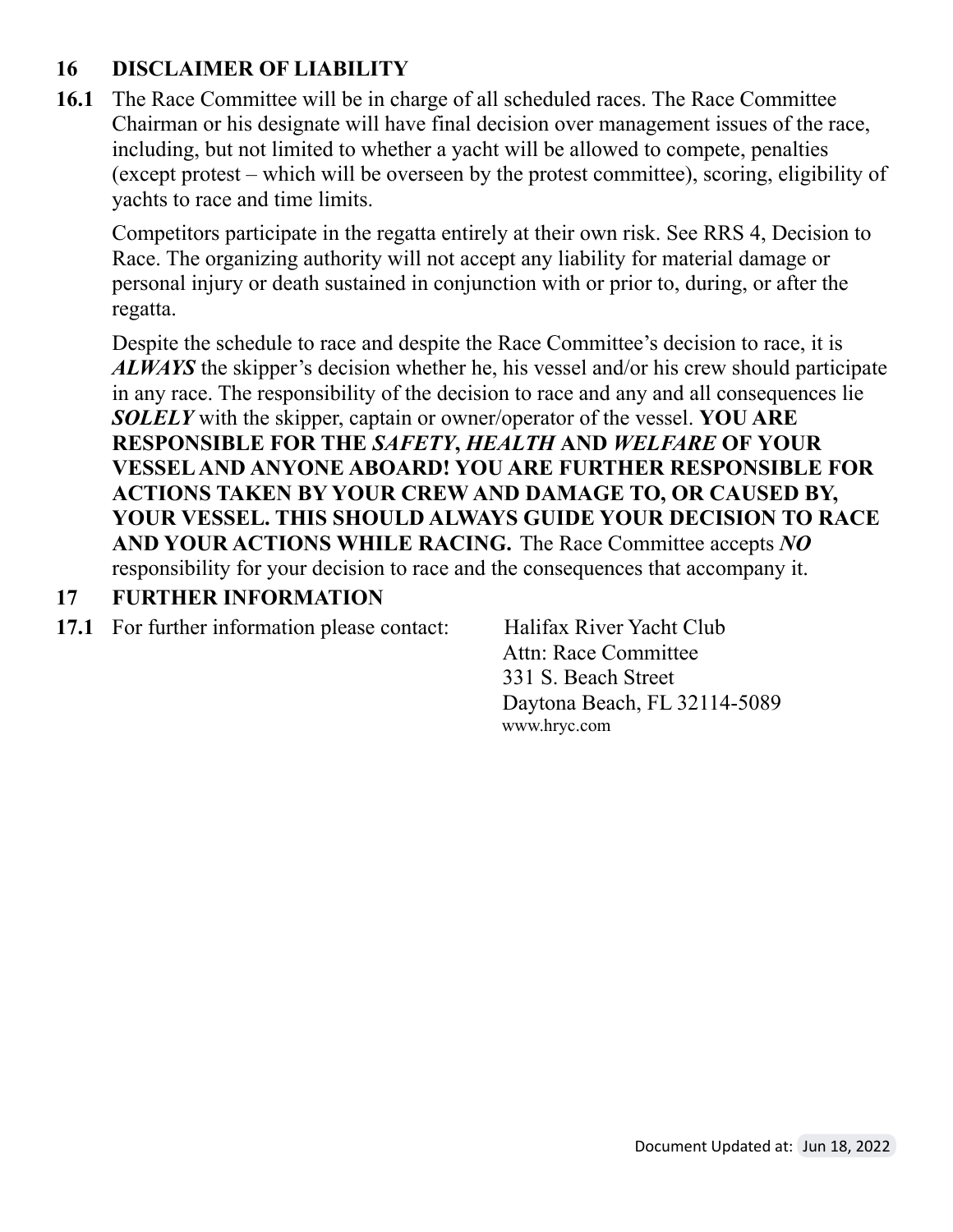## 16 DISCLAIMER OF LIABILITY

**16.1** The Race Committee will be in charge of all scheduled races. The Race Committee Chairman or his designate will have final decision over management issues of the race, including, but not limited to whether a yacht will be allowed to compete, penalties (except protest – which will be overseen by the protest committee), scoring, eligibility of yachts to race and time limits.

Competitors participate in the regatta entirely at their own risk. See RRS 4, Decision to Race. The organizing authority will not accept any liability for material damage or personal injury or death sustained in conjunction with or prior to, during, or after the regatta.

Despite the schedule to race and despite the Race Committee's decision to race, it is ***ALWAYS*** the skipper's decision whether he, his vessel and/or his crew should participate in any race. The responsibility of the decision to race and any and all consequences lie ***SOLELY*** with the skipper, captain or owner/operator of the vessel. **YOU ARE RESPONSIBLE FOR THE *SAFETY*, *HEALTH* AND *WELFARE* OF YOUR VESSEL AND ANYONE ABOARD! YOU ARE FURTHER RESPONSIBLE FOR ACTIONS TAKEN BY YOUR CREW AND DAMAGE TO, OR CAUSED BY, YOUR VESSEL. THIS SHOULD ALWAYS GUIDE YOUR DECISION TO RACE AND YOUR ACTIONS WHILE RACING.** The Race Committee accepts ***NO*** responsibility for your decision to race and the consequences that accompany it.

## 17 FURTHER INFORMATION

**17.1** For further information please contact:

Halifax River Yacht Club
Attn: Race Committee
331 S. Beach Street
Daytona Beach, FL 32114-5089
www.hryc.com

Document Updated at: Jun 18, 2022